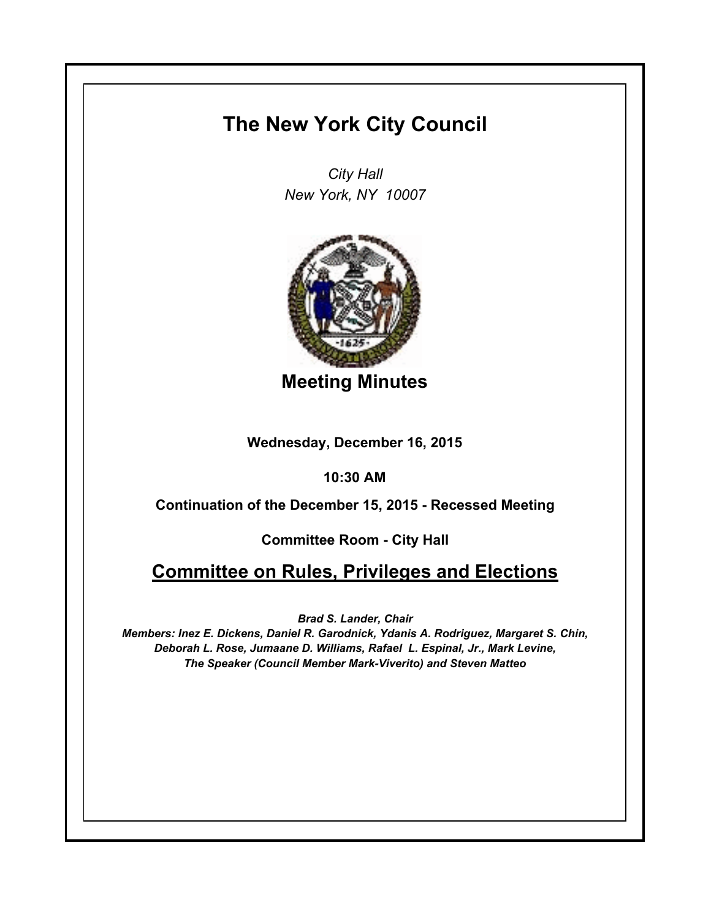# The New York City Council

*City Hall*
*New York, NY 10007*

## Meeting Minutes

**Wednesday, December 16, 2015**

**10:30 AM**

**Continuation of the December 15, 2015 - Recessed Meeting**

**Committee Room - City Hall**

## Committee on Rules, Privileges and Elections

***Brad S. Lander, Chair***
***Members: Inez E. Dickens, Daniel R. Garodnick, Ydanis A. Rodriguez, Margaret S. Chin, Deborah L. Rose, Jumaane D. Williams, Rafael L. Espinal, Jr., Mark Levine, The Speaker (Council Member Mark-Viverito) and Steven Matteo***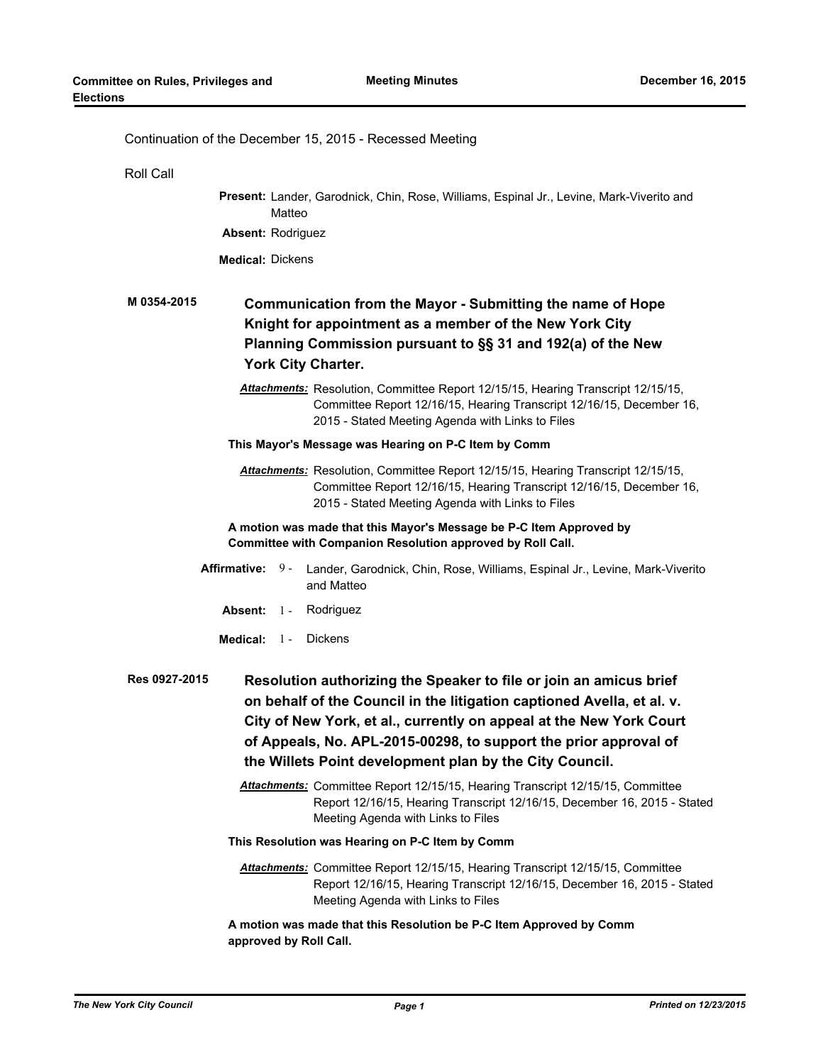Continuation of the December 15, 2015 - Recessed Meeting

Roll Call

**Present:** Lander, Garodnick, Chin, Rose, Williams, Espinal Jr., Levine, Mark-Viverito and Matteo

**Absent:** Rodriguez

**Medical:** Dickens

**M 0354-2015** **Communication from the Mayor - Submitting the name of Hope Knight for appointment as a member of the New York City Planning Commission pursuant to §§ 31 and 192(a) of the New York City Charter.**

***Attachments:*** Resolution, Committee Report 12/15/15, Hearing Transcript 12/15/15, Committee Report 12/16/15, Hearing Transcript 12/16/15, December 16, 2015 - Stated Meeting Agenda with Links to Files

**This Mayor's Message was Hearing on P-C Item by Comm**

***Attachments:*** Resolution, Committee Report 12/15/15, Hearing Transcript 12/15/15, Committee Report 12/16/15, Hearing Transcript 12/16/15, December 16, 2015 - Stated Meeting Agenda with Links to Files

**A motion was made that this Mayor's Message be P-C Item Approved by Committee with Companion Resolution approved by Roll Call.**

**Affirmative:** 9 - Lander, Garodnick, Chin, Rose, Williams, Espinal Jr., Levine, Mark-Viverito and Matteo

**Absent:** 1 - Rodriguez

**Medical:** 1 - Dickens

**Res 0927-2015** **Resolution authorizing the Speaker to file or join an amicus brief on behalf of the Council in the litigation captioned Avella, et al. v. City of New York, et al., currently on appeal at the New York Court of Appeals, No. APL-2015-00298, to support the prior approval of the Willets Point development plan by the City Council.**

***Attachments:*** Committee Report 12/15/15, Hearing Transcript 12/15/15, Committee Report 12/16/15, Hearing Transcript 12/16/15, December 16, 2015 - Stated Meeting Agenda with Links to Files

**This Resolution was Hearing on P-C Item by Comm**

***Attachments:*** Committee Report 12/15/15, Hearing Transcript 12/15/15, Committee Report 12/16/15, Hearing Transcript 12/16/15, December 16, 2015 - Stated Meeting Agenda with Links to Files

**A motion was made that this Resolution be P-C Item Approved by Comm approved by Roll Call.**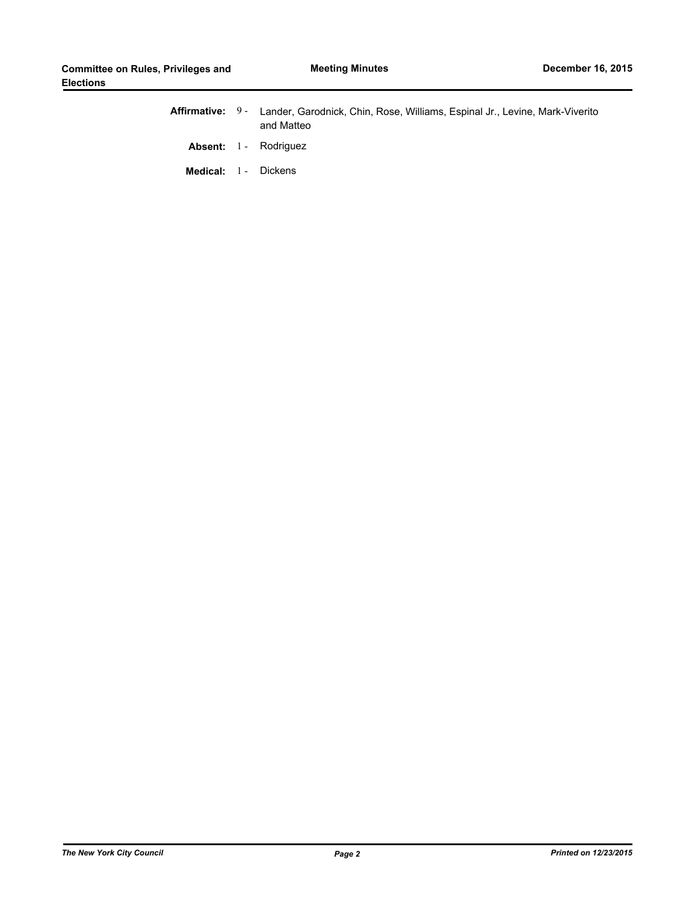**Affirmative:** 9 - Lander, Garodnick, Chin, Rose, Williams, Espinal Jr., Levine, Mark-Viverito and Matteo

**Absent:** 1 - Rodriguez

**Medical:** 1 - Dickens